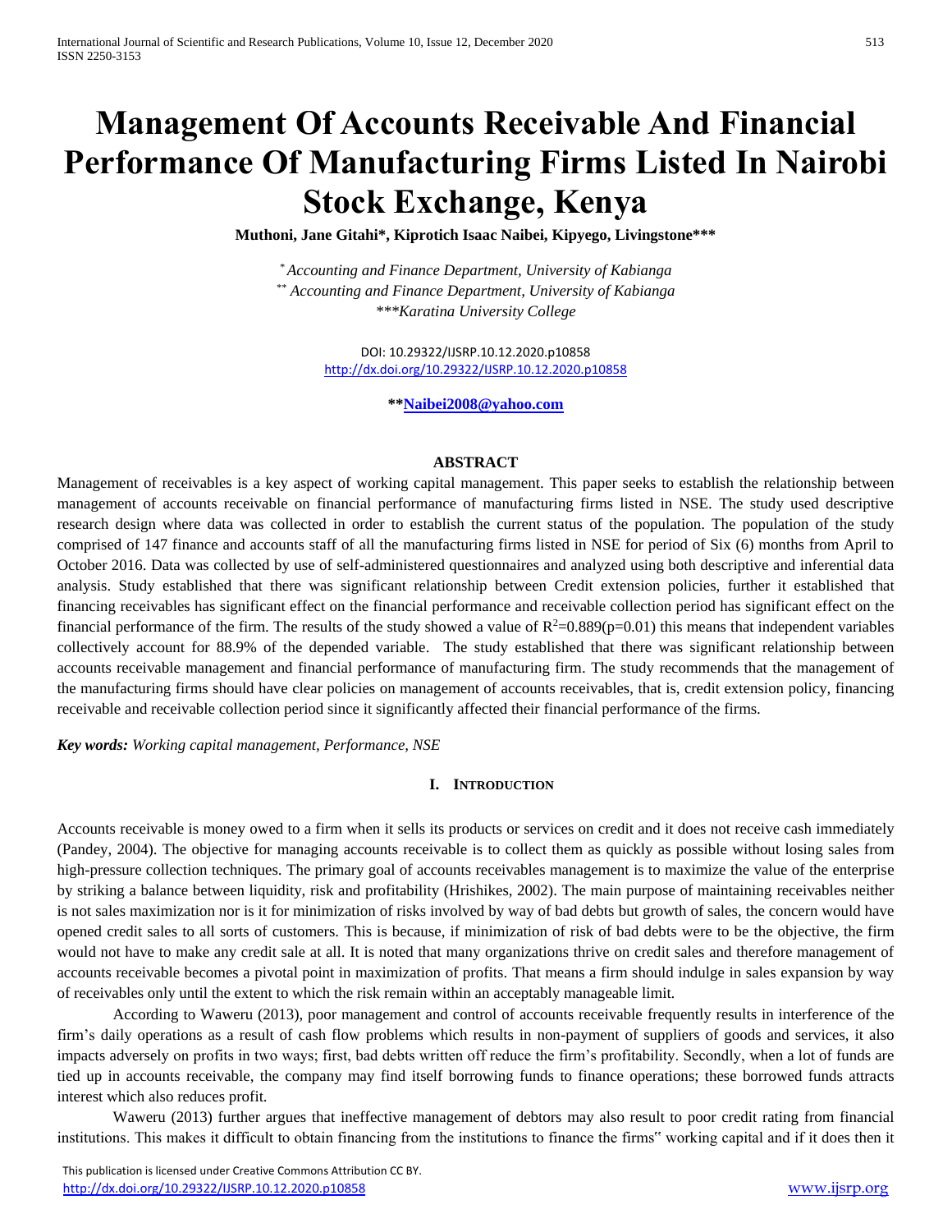# Management Of Accounts Receivable And Financial Performance Of Manufacturing Firms Listed In Nairobi Stock Exchange, Kenya

**Muthoni, Jane Gitahi\*, Kiprotich Isaac Naibei, Kipyego, Livingstone\*\*\***

*\* Accounting and Finance Department, University of Kabianga*
*\*\* Accounting and Finance Department, University of Kabianga*
*\*\*\*Karatina University College*

DOI: 10.29322/IJSRP.10.12.2020.p10858
http://dx.doi.org/10.29322/IJSRP.10.12.2020.p10858

**\*\*Naibei2008@yahoo.com**

## ABSTRACT

Management of receivables is a key aspect of working capital management. This paper seeks to establish the relationship between management of accounts receivable on financial performance of manufacturing firms listed in NSE. The study used descriptive research design where data was collected in order to establish the current status of the population. The population of the study comprised of 147 finance and accounts staff of all the manufacturing firms listed in NSE for period of Six (6) months from April to October 2016. Data was collected by use of self-administered questionnaires and analyzed using both descriptive and inferential data analysis. Study established that there was significant relationship between Credit extension policies, further it established that financing receivables has significant effect on the financial performance and receivable collection period has significant effect on the financial performance of the firm. The results of the study showed a value of $R^2$=0.889(p=0.01) this means that independent variables collectively account for 88.9% of the depended variable. The study established that there was significant relationship between accounts receivable management and financial performance of manufacturing firm. The study recommends that the management of the manufacturing firms should have clear policies on management of accounts receivables, that is, credit extension policy, financing receivable and receivable collection period since it significantly affected their financial performance of the firms.

***Key words:*** *Working capital management, Performance, NSE*

## I. INTRODUCTION

Accounts receivable is money owed to a firm when it sells its products or services on credit and it does not receive cash immediately (Pandey, 2004). The objective for managing accounts receivable is to collect them as quickly as possible without losing sales from high-pressure collection techniques. The primary goal of accounts receivables management is to maximize the value of the enterprise by striking a balance between liquidity, risk and profitability (Hrishikes, 2002). The main purpose of maintaining receivables neither is not sales maximization nor is it for minimization of risks involved by way of bad debts but growth of sales, the concern would have opened credit sales to all sorts of customers. This is because, if minimization of risk of bad debts were to be the objective, the firm would not have to make any credit sale at all. It is noted that many organizations thrive on credit sales and therefore management of accounts receivable becomes a pivotal point in maximization of profits. That means a firm should indulge in sales expansion by way of receivables only until the extent to which the risk remain within an acceptably manageable limit.

According to Waweru (2013), poor management and control of accounts receivable frequently results in interference of the firm's daily operations as a result of cash flow problems which results in non-payment of suppliers of goods and services, it also impacts adversely on profits in two ways; first, bad debts written off reduce the firm's profitability. Secondly, when a lot of funds are tied up in accounts receivable, the company may find itself borrowing funds to finance operations; these borrowed funds attracts interest which also reduces profit.

Waweru (2013) further argues that ineffective management of debtors may also result to poor credit rating from financial institutions. This makes it difficult to obtain financing from the institutions to finance the firms" working capital and if it does then it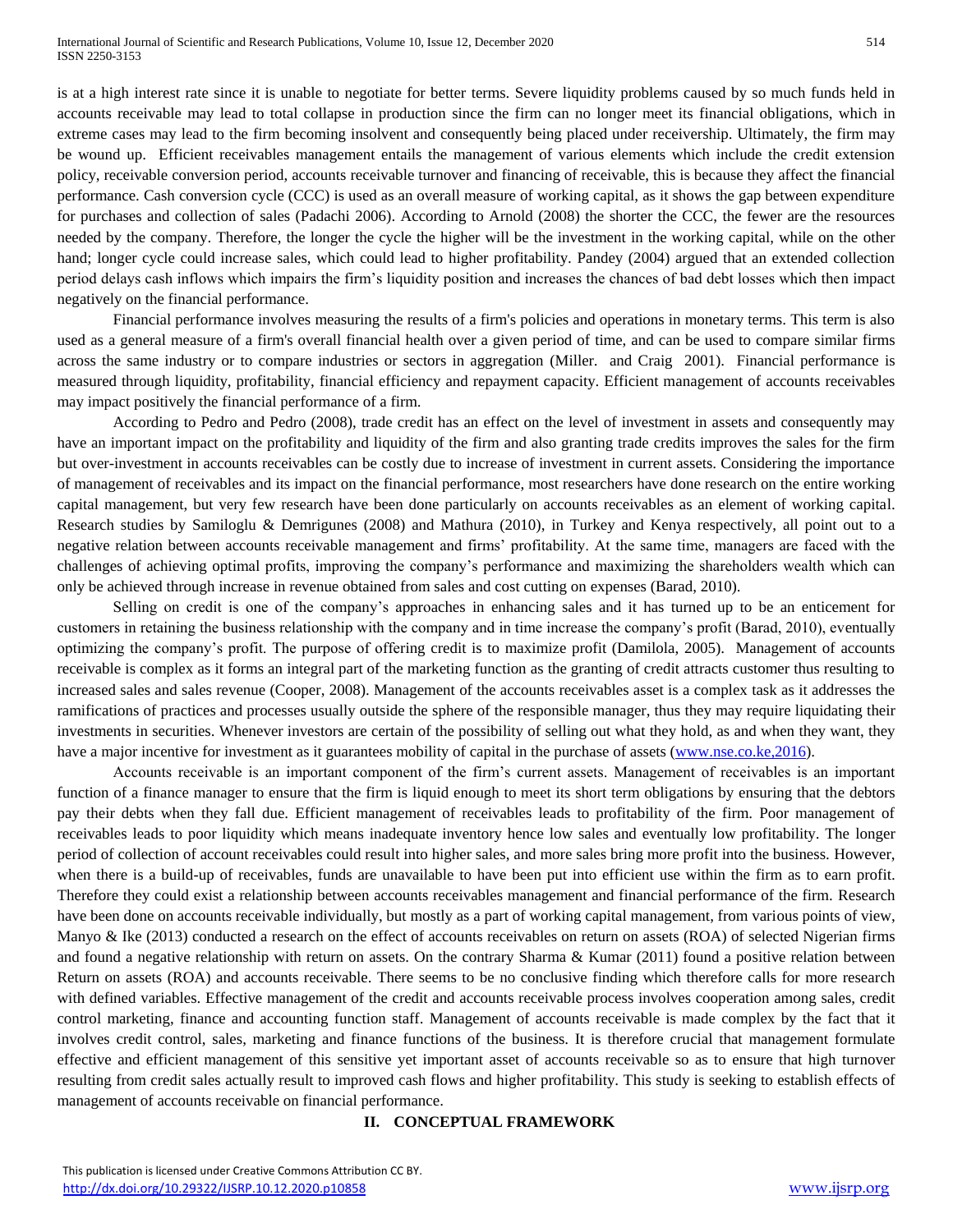is at a high interest rate since it is unable to negotiate for better terms. Severe liquidity problems caused by so much funds held in accounts receivable may lead to total collapse in production since the firm can no longer meet its financial obligations, which in extreme cases may lead to the firm becoming insolvent and consequently being placed under receivership. Ultimately, the firm may be wound up. Efficient receivables management entails the management of various elements which include the credit extension policy, receivable conversion period, accounts receivable turnover and financing of receivable, this is because they affect the financial performance. Cash conversion cycle (CCC) is used as an overall measure of working capital, as it shows the gap between expenditure for purchases and collection of sales (Padachi 2006). According to Arnold (2008) the shorter the CCC, the fewer are the resources needed by the company. Therefore, the longer the cycle the higher will be the investment in the working capital, while on the other hand; longer cycle could increase sales, which could lead to higher profitability. Pandey (2004) argued that an extended collection period delays cash inflows which impairs the firm's liquidity position and increases the chances of bad debt losses which then impact negatively on the financial performance.

Financial performance involves measuring the results of a firm's policies and operations in monetary terms. This term is also used as a general measure of a firm's overall financial health over a given period of time, and can be used to compare similar firms across the same industry or to compare industries or sectors in aggregation (Miller. and Craig 2001). Financial performance is measured through liquidity, profitability, financial efficiency and repayment capacity. Efficient management of accounts receivables may impact positively the financial performance of a firm.

According to Pedro and Pedro (2008), trade credit has an effect on the level of investment in assets and consequently may have an important impact on the profitability and liquidity of the firm and also granting trade credits improves the sales for the firm but over-investment in accounts receivables can be costly due to increase of investment in current assets. Considering the importance of management of receivables and its impact on the financial performance, most researchers have done research on the entire working capital management, but very few research have been done particularly on accounts receivables as an element of working capital. Research studies by Samiloglu & Demrigunes (2008) and Mathura (2010), in Turkey and Kenya respectively, all point out to a negative relation between accounts receivable management and firms' profitability. At the same time, managers are faced with the challenges of achieving optimal profits, improving the company's performance and maximizing the shareholders wealth which can only be achieved through increase in revenue obtained from sales and cost cutting on expenses (Barad, 2010).

Selling on credit is one of the company's approaches in enhancing sales and it has turned up to be an enticement for customers in retaining the business relationship with the company and in time increase the company's profit (Barad, 2010), eventually optimizing the company's profit. The purpose of offering credit is to maximize profit (Damilola, 2005). Management of accounts receivable is complex as it forms an integral part of the marketing function as the granting of credit attracts customer thus resulting to increased sales and sales revenue (Cooper, 2008). Management of the accounts receivables asset is a complex task as it addresses the ramifications of practices and processes usually outside the sphere of the responsible manager, thus they may require liquidating their investments in securities. Whenever investors are certain of the possibility of selling out what they hold, as and when they want, they have a major incentive for investment as it guarantees mobility of capital in the purchase of assets (www.nse.co.ke,2016).

Accounts receivable is an important component of the firm's current assets. Management of receivables is an important function of a finance manager to ensure that the firm is liquid enough to meet its short term obligations by ensuring that the debtors pay their debts when they fall due. Efficient management of receivables leads to profitability of the firm. Poor management of receivables leads to poor liquidity which means inadequate inventory hence low sales and eventually low profitability. The longer period of collection of account receivables could result into higher sales, and more sales bring more profit into the business. However, when there is a build-up of receivables, funds are unavailable to have been put into efficient use within the firm as to earn profit. Therefore they could exist a relationship between accounts receivables management and financial performance of the firm. Research have been done on accounts receivable individually, but mostly as a part of working capital management, from various points of view, Manyo & Ike (2013) conducted a research on the effect of accounts receivables on return on assets (ROA) of selected Nigerian firms and found a negative relationship with return on assets. On the contrary Sharma & Kumar (2011) found a positive relation between Return on assets (ROA) and accounts receivable. There seems to be no conclusive finding which therefore calls for more research with defined variables. Effective management of the credit and accounts receivable process involves cooperation among sales, credit control marketing, finance and accounting function staff. Management of accounts receivable is made complex by the fact that it involves credit control, sales, marketing and finance functions of the business. It is therefore crucial that management formulate effective and efficient management of this sensitive yet important asset of accounts receivable so as to ensure that high turnover resulting from credit sales actually result to improved cash flows and higher profitability. This study is seeking to establish effects of management of accounts receivable on financial performance.

## II. CONCEPTUAL FRAMEWORK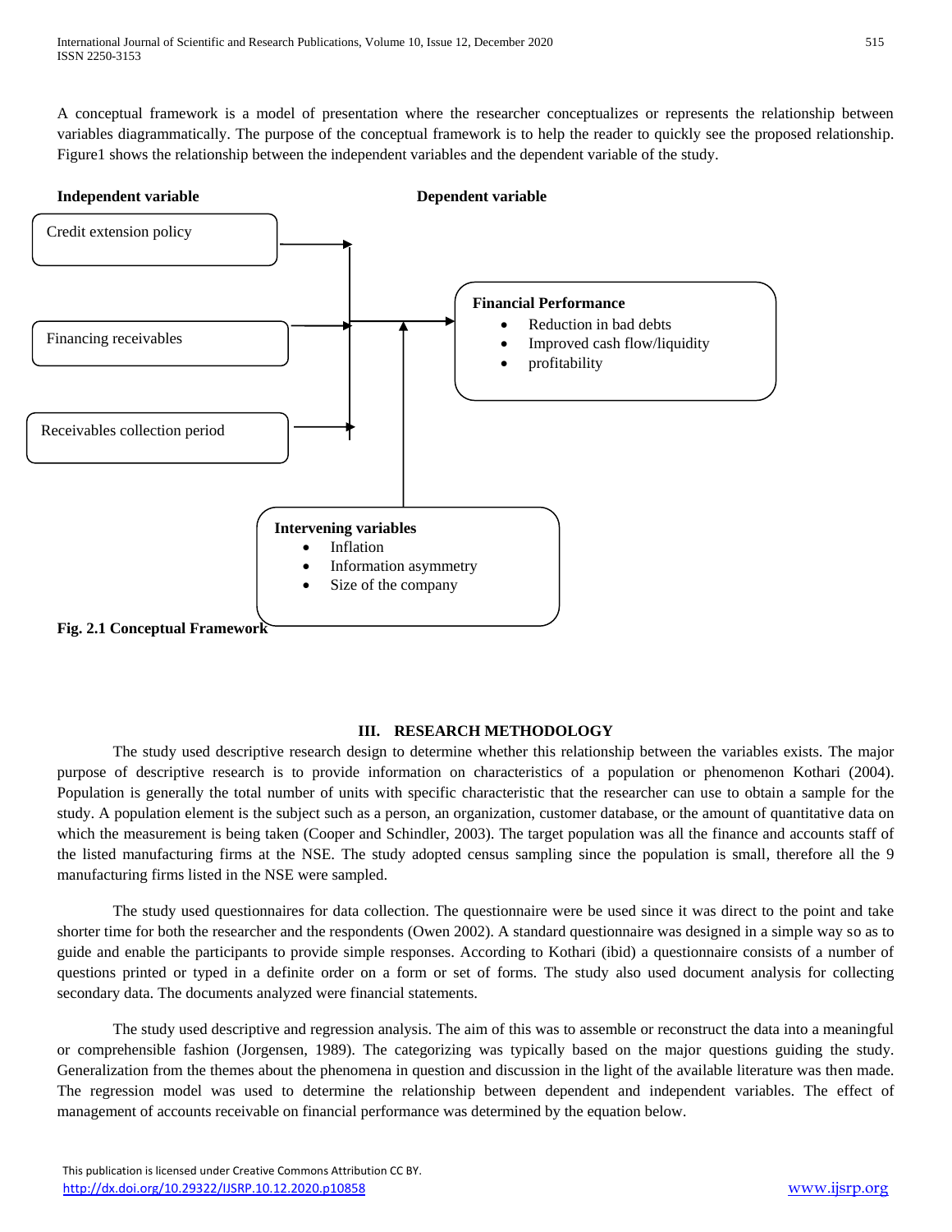A conceptual framework is a model of presentation where the researcher conceptualizes or represents the relationship between variables diagrammatically. The purpose of the conceptual framework is to help the reader to quickly see the proposed relationship. Figure1 shows the relationship between the independent variables and the dependent variable of the study.

**Independent variable**

Credit extension policy

Financing receivables

Receivables collection period

**Dependent variable**

**Financial Performance**

- Reduction in bad debts
- Improved cash flow/liquidity
- profitability

**Intervening variables**

- Inflation
- Information asymmetry
- Size of the company

**Fig. 2.1 Conceptual Framework**

## III. RESEARCH METHODOLOGY

The study used descriptive research design to determine whether this relationship between the variables exists. The major purpose of descriptive research is to provide information on characteristics of a population or phenomenon Kothari (2004). Population is generally the total number of units with specific characteristic that the researcher can use to obtain a sample for the study. A population element is the subject such as a person, an organization, customer database, or the amount of quantitative data on which the measurement is being taken (Cooper and Schindler, 2003). The target population was all the finance and accounts staff of the listed manufacturing firms at the NSE. The study adopted census sampling since the population is small, therefore all the 9 manufacturing firms listed in the NSE were sampled.

The study used questionnaires for data collection. The questionnaire were be used since it was direct to the point and take shorter time for both the researcher and the respondents (Owen 2002). A standard questionnaire was designed in a simple way so as to guide and enable the participants to provide simple responses. According to Kothari (ibid) a questionnaire consists of a number of questions printed or typed in a definite order on a form or set of forms. The study also used document analysis for collecting secondary data. The documents analyzed were financial statements.

The study used descriptive and regression analysis. The aim of this was to assemble or reconstruct the data into a meaningful or comprehensible fashion (Jorgensen, 1989). The categorizing was typically based on the major questions guiding the study. Generalization from the themes about the phenomena in question and discussion in the light of the available literature was then made. The regression model was used to determine the relationship between dependent and independent variables. The effect of management of accounts receivable on financial performance was determined by the equation below.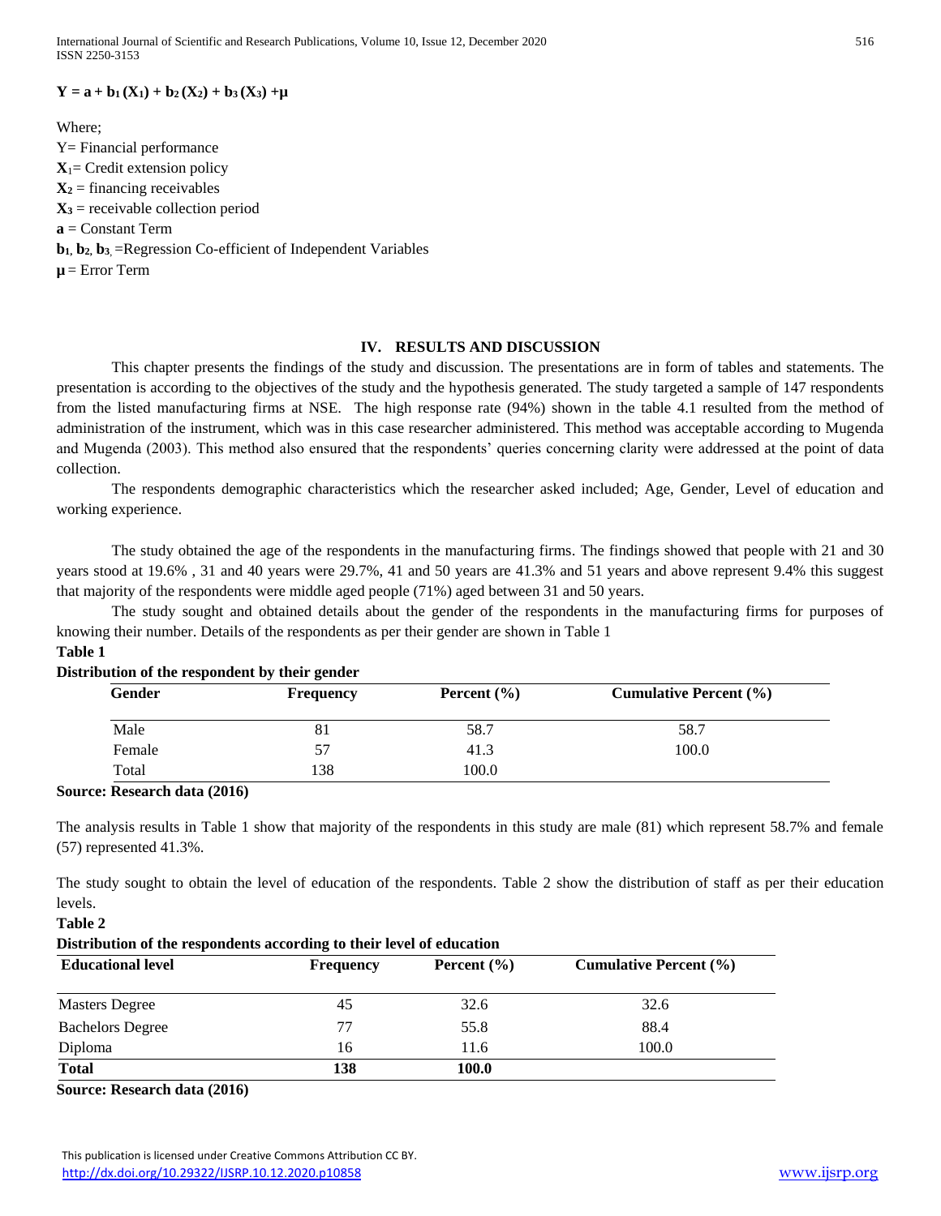$$Y = a + b_1 (X_1) + b_2 (X_2) + b_3 (X_3) + \mu$$

Where;

Y= Financial performance

$X_1$= Credit extension policy

$X_2$ = financing receivables

$X_3$ = receivable collection period

**a** = Constant Term

$b_1$, $b_2$, $b_3$ =Regression Co-efficient of Independent Variables

$\mu$ = Error Term

## IV. RESULTS AND DISCUSSION

This chapter presents the findings of the study and discussion. The presentations are in form of tables and statements. The presentation is according to the objectives of the study and the hypothesis generated. The study targeted a sample of 147 respondents from the listed manufacturing firms at NSE. The high response rate (94%) shown in the table 4.1 resulted from the method of administration of the instrument, which was in this case researcher administered. This method was acceptable according to Mugenda and Mugenda (2003). This method also ensured that the respondents' queries concerning clarity were addressed at the point of data collection.

The respondents demographic characteristics which the researcher asked included; Age, Gender, Level of education and working experience.

The study obtained the age of the respondents in the manufacturing firms. The findings showed that people with 21 and 30 years stood at 19.6% , 31 and 40 years were 29.7%, 41 and 50 years are 41.3% and 51 years and above represent 9.4% this suggest that majority of the respondents were middle aged people (71%) aged between 31 and 50 years.

The study sought and obtained details about the gender of the respondents in the manufacturing firms for purposes of knowing their number. Details of the respondents as per their gender are shown in Table 1

**Table 1**

**Distribution of the respondent by their gender**

| Gender | Frequency | Percent (%) | Cumulative Percent (%) |
|---|---|---|---|
| Male | 81 | 58.7 | 58.7 |
| Female | 57 | 41.3 | 100.0 |
| Total | 138 | 100.0 | |

**Source: Research data (2016)**

The analysis results in Table 1 show that majority of the respondents in this study are male (81) which represent 58.7% and female (57) represented 41.3%.

The study sought to obtain the level of education of the respondents. Table 2 show the distribution of staff as per their education levels.

**Table 2**

**Distribution of the respondents according to their level of education**

| Educational level | Frequency | Percent (%) | Cumulative Percent (%) |
|---|---|---|---|
| Masters Degree | 45 | 32.6 | 32.6 |
| Bachelors Degree | 77 | 55.8 | 88.4 |
| Diploma | 16 | 11.6 | 100.0 |
| **Total** | **138** | **100.0** | |

**Source: Research data (2016)**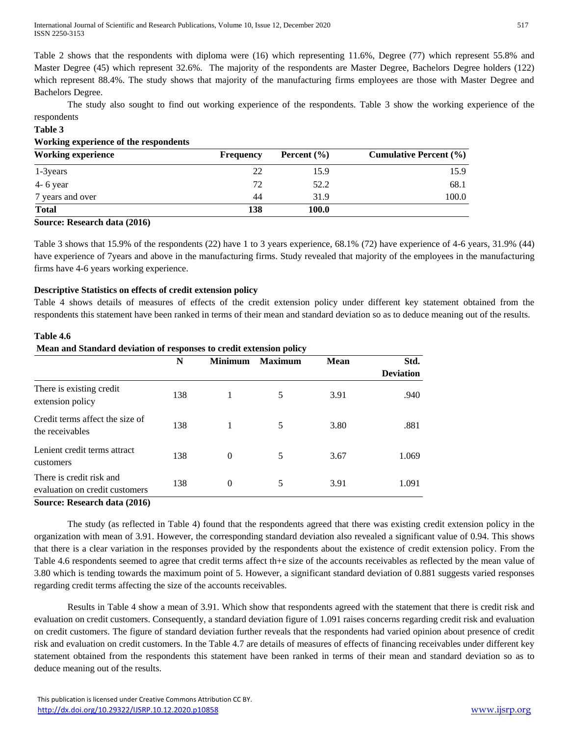Table 2 shows that the respondents with diploma were (16) which representing 11.6%, Degree (77) which represent 55.8% and Master Degree (45) which represent 32.6%. The majority of the respondents are Master Degree, Bachelors Degree holders (122) which represent 88.4%. The study shows that majority of the manufacturing firms employees are those with Master Degree and Bachelors Degree.

The study also sought to find out working experience of the respondents. Table 3 show the working experience of the respondents

**Table 3**

**Working experience of the respondents**

| Working experience | Frequency | Percent (%) | Cumulative Percent (%) |
|---|---|---|---|
| 1-3years | 22 | 15.9 | 15.9 |
| 4- 6 year | 72 | 52.2 | 68.1 |
| 7 years and over | 44 | 31.9 | 100.0 |
| **Total** | **138** | **100.0** | |

**Source: Research data (2016)**

Table 3 shows that 15.9% of the respondents (22) have 1 to 3 years experience, 68.1% (72) have experience of 4-6 years, 31.9% (44) have experience of 7years and above in the manufacturing firms. Study revealed that majority of the employees in the manufacturing firms have 4-6 years working experience.

**Descriptive Statistics on effects of credit extension policy**

Table 4 shows details of measures of effects of the credit extension policy under different key statement obtained from the respondents this statement have been ranked in terms of their mean and standard deviation so as to deduce meaning out of the results.

**Table 4.6**

**Mean and Standard deviation of responses to credit extension policy**

| | N | Minimum | Maximum | Mean | Std. Deviation |
|---|---|---|---|---|---|
| There is existing credit extension policy | 138 | 1 | 5 | 3.91 | .940 |
| Credit terms affect the size of the receivables | 138 | 1 | 5 | 3.80 | .881 |
| Lenient credit terms attract customers | 138 | 0 | 5 | 3.67 | 1.069 |
| There is credit risk and evaluation on credit customers | 138 | 0 | 5 | 3.91 | 1.091 |

**Source: Research data (2016)**

The study (as reflected in Table 4) found that the respondents agreed that there was existing credit extension policy in the organization with mean of 3.91. However, the corresponding standard deviation also revealed a significant value of 0.94. This shows that there is a clear variation in the responses provided by the respondents about the existence of credit extension policy. From the Table 4.6 respondents seemed to agree that credit terms affect th+e size of the accounts receivables as reflected by the mean value of 3.80 which is tending towards the maximum point of 5. However, a significant standard deviation of 0.881 suggests varied responses regarding credit terms affecting the size of the accounts receivables.

Results in Table 4 show a mean of 3.91. Which show that respondents agreed with the statement that there is credit risk and evaluation on credit customers. Consequently, a standard deviation figure of 1.091 raises concerns regarding credit risk and evaluation on credit customers. The figure of standard deviation further reveals that the respondents had varied opinion about presence of credit risk and evaluation on credit customers. In the Table 4.7 are details of measures of effects of financing receivables under different key statement obtained from the respondents this statement have been ranked in terms of their mean and standard deviation so as to deduce meaning out of the results.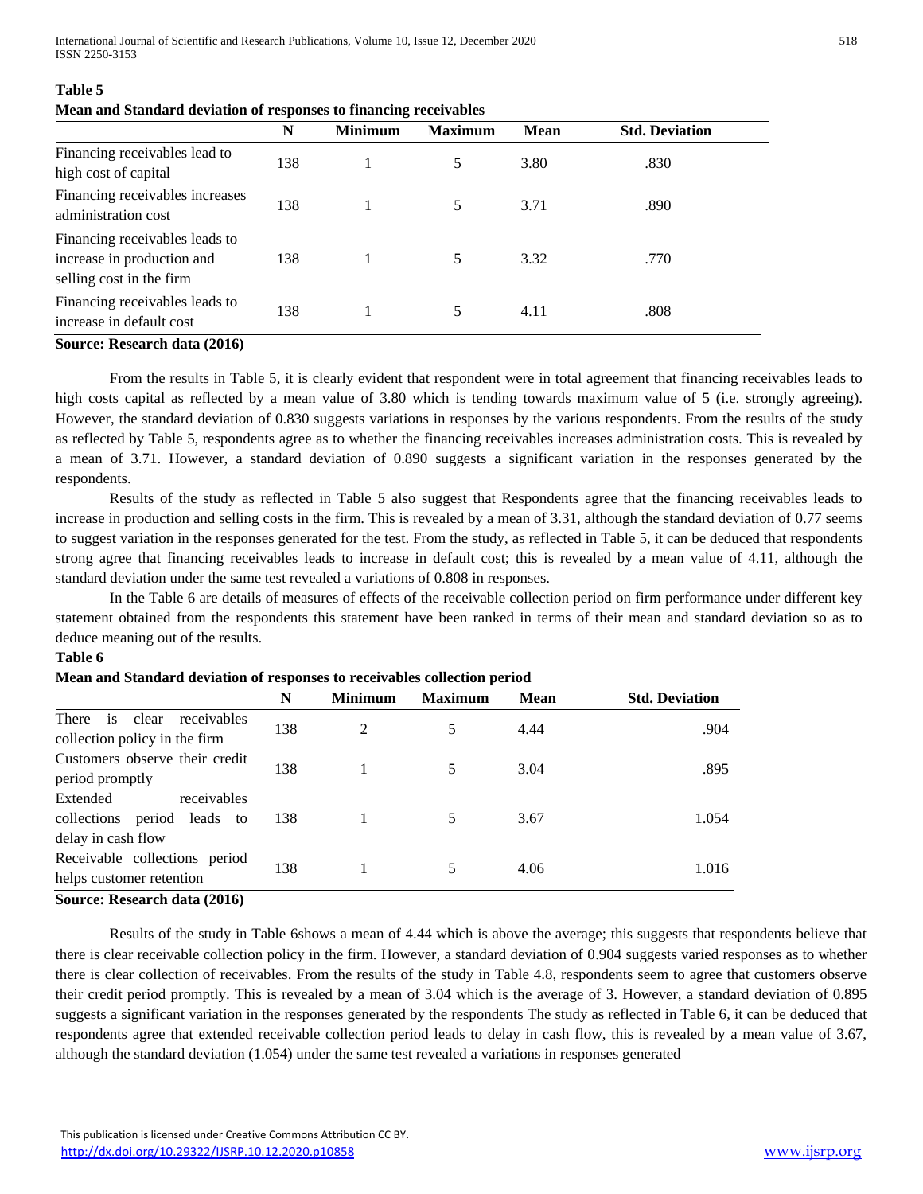**Table 5**

**Mean and Standard deviation of responses to financing receivables**

| | N | Minimum | Maximum | Mean | Std. Deviation |
|---|---|---|---|---|---|
| Financing receivables lead to high cost of capital | 138 | 1 | 5 | 3.80 | .830 |
| Financing receivables increases administration cost | 138 | 1 | 5 | 3.71 | .890 |
| Financing receivables leads to increase in production and selling cost in the firm | 138 | 1 | 5 | 3.32 | .770 |
| Financing receivables leads to increase in default cost | 138 | 1 | 5 | 4.11 | .808 |

**Source: Research data (2016)**

From the results in Table 5, it is clearly evident that respondent were in total agreement that financing receivables leads to high costs capital as reflected by a mean value of 3.80 which is tending towards maximum value of 5 (i.e. strongly agreeing). However, the standard deviation of 0.830 suggests variations in responses by the various respondents. From the results of the study as reflected by Table 5, respondents agree as to whether the financing receivables increases administration costs. This is revealed by a mean of 3.71. However, a standard deviation of 0.890 suggests a significant variation in the responses generated by the respondents.

Results of the study as reflected in Table 5 also suggest that Respondents agree that the financing receivables leads to increase in production and selling costs in the firm. This is revealed by a mean of 3.31, although the standard deviation of 0.77 seems to suggest variation in the responses generated for the test. From the study, as reflected in Table 5, it can be deduced that respondents strong agree that financing receivables leads to increase in default cost; this is revealed by a mean value of 4.11, although the standard deviation under the same test revealed a variations of 0.808 in responses.

In the Table 6 are details of measures of effects of the receivable collection period on firm performance under different key statement obtained from the respondents this statement have been ranked in terms of their mean and standard deviation so as to deduce meaning out of the results.

**Table 6**

**Mean and Standard deviation of responses to receivables collection period**

| | N | Minimum | Maximum | Mean | Std. Deviation |
|---|---|---|---|---|---|
| There is clear receivables collection policy in the firm | 138 | 2 | 5 | 4.44 | .904 |
| Customers observe their credit period promptly | 138 | 1 | 5 | 3.04 | .895 |
| Extended receivables collections period leads to delay in cash flow | 138 | 1 | 5 | 3.67 | 1.054 |
| Receivable collections period helps customer retention | 138 | 1 | 5 | 4.06 | 1.016 |

**Source: Research data (2016)**

Results of the study in Table 6shows a mean of 4.44 which is above the average; this suggests that respondents believe that there is clear receivable collection policy in the firm. However, a standard deviation of 0.904 suggests varied responses as to whether there is clear collection of receivables. From the results of the study in Table 4.8, respondents seem to agree that customers observe their credit period promptly. This is revealed by a mean of 3.04 which is the average of 3. However, a standard deviation of 0.895 suggests a significant variation in the responses generated by the respondents The study as reflected in Table 6, it can be deduced that respondents agree that extended receivable collection period leads to delay in cash flow, this is revealed by a mean value of 3.67, although the standard deviation (1.054) under the same test revealed a variations in responses generated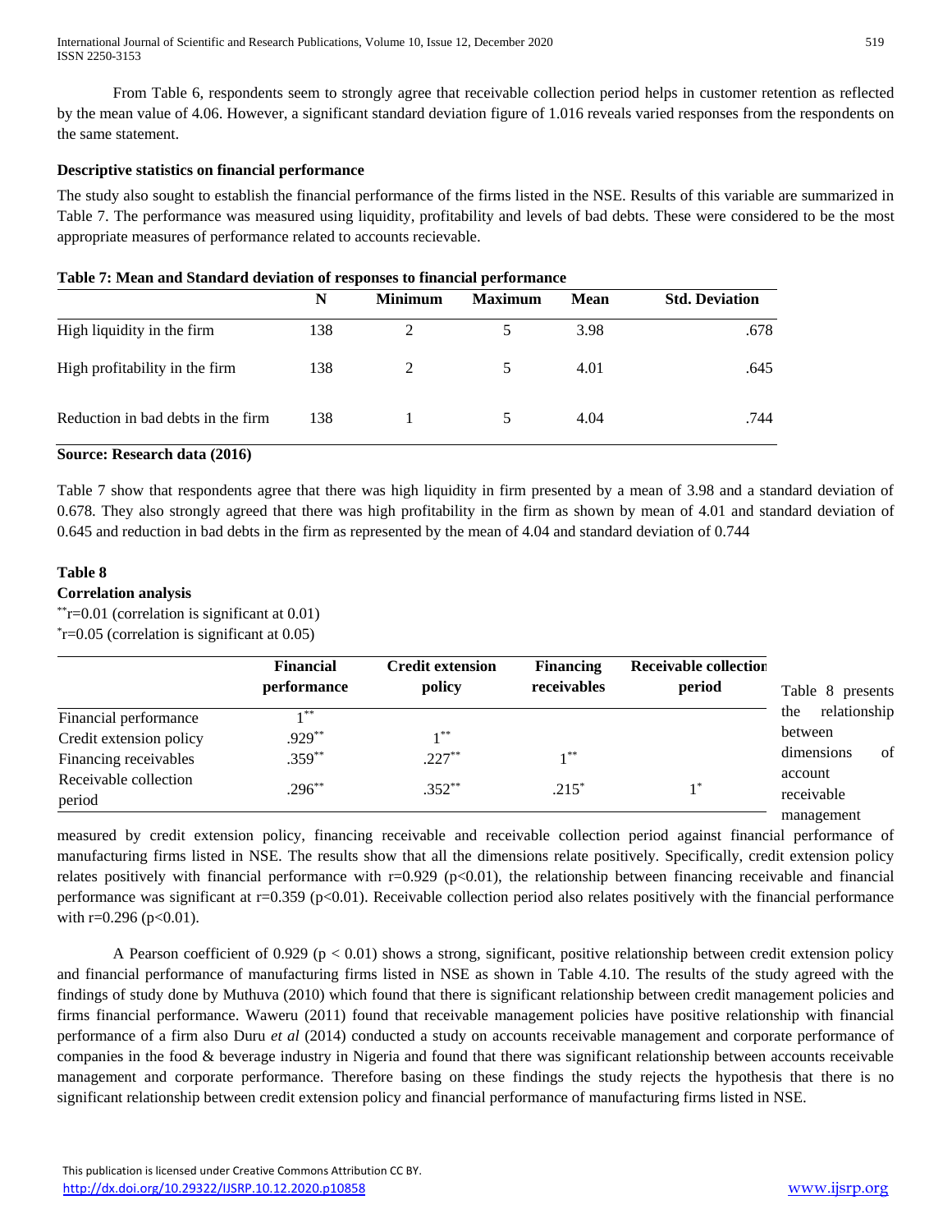From Table 6, respondents seem to strongly agree that receivable collection period helps in customer retention as reflected by the mean value of 4.06. However, a significant standard deviation figure of 1.016 reveals varied responses from the respondents on the same statement.

**Descriptive statistics on financial performance**

The study also sought to establish the financial performance of the firms listed in the NSE. Results of this variable are summarized in Table 7. The performance was measured using liquidity, profitability and levels of bad debts. These were considered to be the most appropriate measures of performance related to accounts recievable.

**Table 7: Mean and Standard deviation of responses to financial performance**

| | N | Minimum | Maximum | Mean | Std. Deviation |
|---|---|---|---|---|---|
| High liquidity in the firm | 138 | 2 | 5 | 3.98 | .678 |
| High profitability in the firm | 138 | 2 | 5 | 4.01 | .645 |
| Reduction in bad debts in the firm | 138 | 1 | 5 | 4.04 | .744 |

**Source: Research data (2016)**

Table 7 show that respondents agree that there was high liquidity in firm presented by a mean of 3.98 and a standard deviation of 0.678. They also strongly agreed that there was high profitability in the firm as shown by mean of 4.01 and standard deviation of 0.645 and reduction in bad debts in the firm as represented by the mean of 4.04 and standard deviation of 0.744

**Table 8**

**Correlation analysis**

**r=0.01 (correlation is significant at 0.01)

*r=0.05 (correlation is significant at 0.05)

| | Financial performance | Credit extension policy | Financing receivables | Receivable collection period |
|---|---|---|---|---|
| Financial performance | 1** | | | |
| Credit extension policy | .929** | 1** | | |
| Financing receivables | .359** | .227** | 1** | |
| Receivable collection period | .296** | .352** | .215* | 1* |

Table 8 presents the relationship between dimensions of account receivable management measured by credit extension policy, financing receivable and receivable collection period against financial performance of manufacturing firms listed in NSE. The results show that all the dimensions relate positively. Specifically, credit extension policy relates positively with financial performance with r=0.929 ($p<0.01$), the relationship between financing receivable and financial performance was significant at r=0.359 ($p<0.01$). Receivable collection period also relates positively with the financial performance with r=0.296 ($p<0.01$).

A Pearson coefficient of 0.929 ($p < 0.01$) shows a strong, significant, positive relationship between credit extension policy and financial performance of manufacturing firms listed in NSE as shown in Table 4.10. The results of the study agreed with the findings of study done by Muthuva (2010) which found that there is significant relationship between credit management policies and firms financial performance. Waweru (2011) found that receivable management policies have positive relationship with financial performance of a firm also Duru *et al* (2014) conducted a study on accounts receivable management and corporate performance of companies in the food & beverage industry in Nigeria and found that there was significant relationship between accounts receivable management and corporate performance. Therefore basing on these findings the study rejects the hypothesis that there is no significant relationship between credit extension policy and financial performance of manufacturing firms listed in NSE.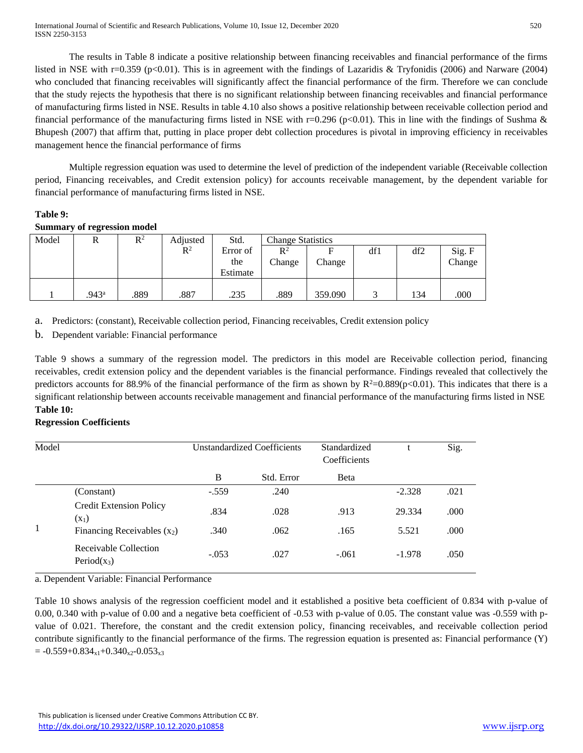The results in Table 8 indicate a positive relationship between financing receivables and financial performance of the firms listed in NSE with r=0.359 ($p<0.01$). This is in agreement with the findings of Lazaridis & Tryfonidis (2006) and Narware (2004) who concluded that financing receivables will significantly affect the financial performance of the firm. Therefore we can conclude that the study rejects the hypothesis that there is no significant relationship between financing receivables and financial performance of manufacturing firms listed in NSE. Results in table 4.10 also shows a positive relationship between receivable collection period and financial performance of the manufacturing firms listed in NSE with r=0.296 ($p<0.01$). This in line with the findings of Sushma & Bhupesh (2007) that affirm that, putting in place proper debt collection procedures is pivotal in improving efficiency in receivables management hence the financial performance of firms

Multiple regression equation was used to determine the level of prediction of the independent variable (Receivable collection period, Financing receivables, and Credit extension policy) for accounts receivable management, by the dependent variable for financial performance of manufacturing firms listed in NSE.

**Table 9:**

**Summary of regression model**

| Model | R | $R^2$ | Adjusted $R^2$ | Std. Error of the Estimate | Change Statistics | | | | |
|---|---|---|---|---|---|---|---|---|---|
| | | | | | $R^2$ Change | F Change | df1 | df2 | Sig. F Change |
| 1 | .943[a] | .889 | .887 | .235 | .889 | 359.090 | 3 | 134 | .000 |

a. Predictors: (constant), Receivable collection period, Financing receivables, Credit extension policy

b. Dependent variable: Financial performance

Table 9 shows a summary of the regression model. The predictors in this model are Receivable collection period, financing receivables, credit extension policy and the dependent variables is the financial performance. Findings revealed that collectively the predictors accounts for 88.9% of the financial performance of the firm as shown by $R^2=0.889(p<0.01)$. This indicates that there is a significant relationship between accounts receivable management and financial performance of the manufacturing firms listed in NSE

**Table 10:**

**Regression Coefficients**

| Model | | Unstandardized Coefficients | | Standardized Coefficients | t | Sig. |
|---|---|---|---|---|---|---|
| | | B | Std. Error | Beta | | |
| 1 | (Constant) | -.559 | .240 | | -2.328 | .021 |
| | Credit Extension Policy ($x_1$) | .834 | .028 | .913 | 29.334 | .000 |
| | Financing Receivables ($x_2$) | .340 | .062 | .165 | 5.521 | .000 |
| | Receivable Collection Period($x_3$) | -.053 | .027 | -.061 | -1.978 | .050 |

a. Dependent Variable: Financial Performance

Table 10 shows analysis of the regression coefficient model and it established a positive beta coefficient of 0.834 with p-value of 0.00, 0.340 with p-value of 0.00 and a negative beta coefficient of -0.53 with p-value of 0.05. The constant value was -0.559 with p-value of 0.021. Therefore, the constant and the credit extension policy, financing receivables, and receivable collection period contribute significantly to the financial performance of the firms. The regression equation is presented as: Financial performance (Y) $= -0.559+0.834_{x1}+0.340_{x2}-0.053_{x3}$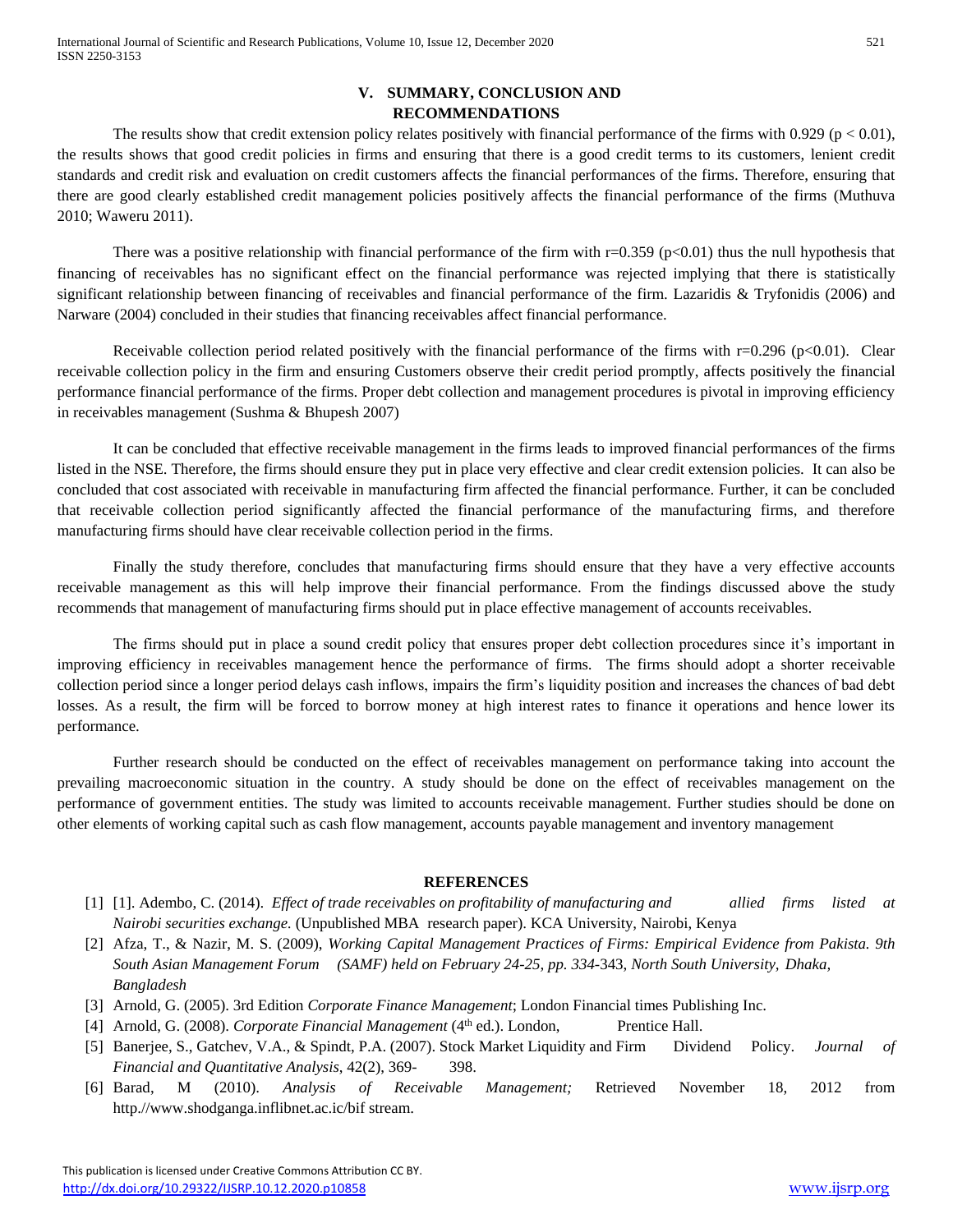## V. SUMMARY, CONCLUSION AND RECOMMENDATIONS

The results show that credit extension policy relates positively with financial performance of the firms with 0.929 ($p < 0.01$), the results shows that good credit policies in firms and ensuring that there is a good credit terms to its customers, lenient credit standards and credit risk and evaluation on credit customers affects the financial performances of the firms. Therefore, ensuring that there are good clearly established credit management policies positively affects the financial performance of the firms (Muthuva 2010; Waweru 2011).

There was a positive relationship with financial performance of the firm with $r=0.359$ ($p<0.01$) thus the null hypothesis that financing of receivables has no significant effect on the financial performance was rejected implying that there is statistically significant relationship between financing of receivables and financial performance of the firm. Lazaridis & Tryfonidis (2006) and Narware (2004) concluded in their studies that financing receivables affect financial performance.

Receivable collection period related positively with the financial performance of the firms with $r=0.296$ ($p<0.01$). Clear receivable collection policy in the firm and ensuring Customers observe their credit period promptly, affects positively the financial performance financial performance of the firms. Proper debt collection and management procedures is pivotal in improving efficiency in receivables management (Sushma & Bhupesh 2007)

It can be concluded that effective receivable management in the firms leads to improved financial performances of the firms listed in the NSE. Therefore, the firms should ensure they put in place very effective and clear credit extension policies. It can also be concluded that cost associated with receivable in manufacturing firm affected the financial performance. Further, it can be concluded that receivable collection period significantly affected the financial performance of the manufacturing firms, and therefore manufacturing firms should have clear receivable collection period in the firms.

Finally the study therefore, concludes that manufacturing firms should ensure that they have a very effective accounts receivable management as this will help improve their financial performance. From the findings discussed above the study recommends that management of manufacturing firms should put in place effective management of accounts receivables.

The firms should put in place a sound credit policy that ensures proper debt collection procedures since it's important in improving efficiency in receivables management hence the performance of firms. The firms should adopt a shorter receivable collection period since a longer period delays cash inflows, impairs the firm's liquidity position and increases the chances of bad debt losses. As a result, the firm will be forced to borrow money at high interest rates to finance it operations and hence lower its performance.

Further research should be conducted on the effect of receivables management on performance taking into account the prevailing macroeconomic situation in the country. A study should be done on the effect of receivables management on the performance of government entities. The study was limited to accounts receivable management. Further studies should be done on other elements of working capital such as cash flow management, accounts payable management and inventory management

## REFERENCES

[1] [1]. Adembo, C. (2014). *Effect of trade receivables on profitability of manufacturing and allied firms listed at Nairobi securities exchange.* (Unpublished MBA research paper). KCA University, Nairobi, Kenya

[2] Afza, T., & Nazir, M. S. (2009), *Working Capital Management Practices of Firms: Empirical Evidence from Pakista. 9th South Asian Management Forum (SAMF) held on February 24-25, pp. 334-*343*, North South University, Dhaka, Bangladesh*

[3] Arnold, G. (2005). 3rd Edition *Corporate Finance Management*; London Financial times Publishing Inc.

[4] Arnold, G. (2008). *Corporate Financial Management* (4th ed.). London, Prentice Hall.

[5] Banerjee, S., Gatchev, V.A., & Spindt, P.A. (2007). Stock Market Liquidity and Firm Dividend Policy. *Journal of Financial and Quantitative Analysis*, 42(2), 369- 398.

[6] Barad, M (2010). *Analysis of Receivable Management;* Retrieved November 18, 2012 from http.//www.shodganga.inflibnet.ac.ic/bif stream.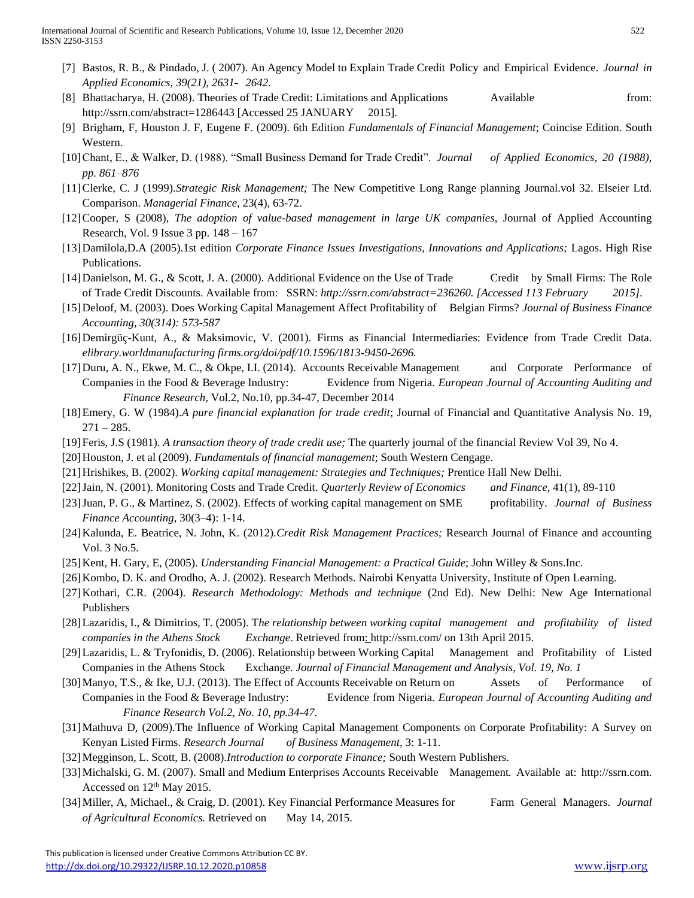[7] Bastos, R. B., & Pindado, J. ( 2007). An Agency Model to Explain Trade Credit Policy and Empirical Evidence. *Journal in Applied Economics, 39(21), 2631- 2642.*

[8] Bhattacharya, H. (2008). Theories of Trade Credit: Limitations and Applications Available from: http://ssrn.com/abstract=1286443 [Accessed 25 JANUARY 2015].

[9] Brigham, F, Houston J. F, Eugene F. (2009). 6th Edition *Fundamentals of Financial Management*; Coincise Edition. South Western.

[10] Chant, E., & Walker, D. (1988). "Small Business Demand for Trade Credit". *Journal of Applied Economics, 20 (1988), pp. 861–876*

[11] Clerke, C. J (1999).*Strategic Risk Management;* The New Competitive Long Range planning Journal.vol 32. Elseier Ltd. Comparison. *Managerial Finance*, 23(4), 63-72.

[12] Cooper, S (2008), *The adoption of value-based management in large UK companies*, Journal of Applied Accounting Research, Vol. 9 Issue 3 pp. 148 – 167

[13] Damilola,D.A (2005).1st edition *Corporate Finance Issues Investigations, Innovations and Applications;* Lagos. High Rise Publications.

[14] Danielson, M. G., & Scott, J. A. (2000). Additional Evidence on the Use of Trade Credit by Small Firms: The Role of Trade Credit Discounts. Available from: SSRN: *http://ssrn.com/abstract=236260. [Accessed 113 February 2015].*

[15] Deloof, M. (2003). Does Working Capital Management Affect Profitability of Belgian Firms? *Journal of Business Finance Accounting, 30(314): 573-587*

[16] Demirgüç-Kunt, A., & Maksimovic, V. (2001). Firms as Financial Intermediaries: Evidence from Trade Credit Data. *elibrary.worldmanufacturing firms.org/doi/pdf/10.1596/1813-9450-2696.*

[17] Duru, A. N., Ekwe, M. C., & Okpe, I.I. (2014). Accounts Receivable Management and Corporate Performance of Companies in the Food & Beverage Industry: Evidence from Nigeria. *European Journal of Accounting Auditing and Finance Research*, Vol.2, No.10, pp.34-47, December 2014

[18] Emery, G. W (1984).*A pure financial explanation for trade credit*; Journal of Financial and Quantitative Analysis No. 19, 271 – 285.

[19] Feris, J.S (1981). *A transaction theory of trade credit use;* The quarterly journal of the financial Review Vol 39, No 4.

[20] Houston, J. et al (2009). *Fundamentals of financial management*; South Western Cengage.

[21] Hrishikes, B. (2002). *Working capital management: Strategies and Techniques;* Prentice Hall New Delhi.

[22] Jain, N. (2001). Monitoring Costs and Trade Credit. *Quarterly Review of Economics and Finance*, 41(1), 89-110

[23] Juan, P. G., & Martinez, S. (2002). Effects of working capital management on SME profitability. *Journal of Business Finance Accounting*, 30(3–4): 1-14.

[24] Kalunda, E. Beatrice, N. John, K. (2012).*Credit Risk Management Practices;* Research Journal of Finance and accounting Vol. 3 No.5.

[25] Kent, H. Gary, E, (2005). *Understanding Financial Management: a Practical Guide*; John Willey & Sons.Inc.

[26] Kombo, D. K. and Orodho, A. J. (2002). Research Methods. Nairobi Kenyatta University, Institute of Open Learning.

[27] Kothari, C.R. (2004). *Research Methodology: Methods and technique* (2nd Ed). New Delhi: New Age International Publishers

[28] Lazaridis, I., & Dimitrios, T. (2005). T*he relationship between working capital management and profitability of listed companies in the Athens Stock Exchange*. Retrieved from: http://ssrn.com/ on 13th April 2015.

[29] Lazaridis, L. & Tryfonidis, D. (2006). Relationship between Working Capital Management and Profitability of Listed Companies in the Athens Stock Exchange. *Journal of Financial Management and Analysis, Vol. 19, No. 1*

[30] Manyo, T.S., & Ike, U.J. (2013). The Effect of Accounts Receivable on Return on Assets of Performance of Companies in the Food & Beverage Industry: Evidence from Nigeria. *European Journal of Accounting Auditing and Finance Research Vol.2, No. 10, pp.34-47.*

[31] Mathuva D, (2009).The Influence of Working Capital Management Components on Corporate Profitability: A Survey on Kenyan Listed Firms. *Research Journal of Business Management*, 3: 1-11.

[32] Megginson, L. Scott, B. (2008).*Introduction to corporate Finance;* South Western Publishers.

[33] Michalski, G. M. (2007). Small and Medium Enterprises Accounts Receivable Management*.* Available at: http://ssrn.com. Accessed on 12th May 2015.

[34] Miller, A, Michael., & Craig, D. (2001). Key Financial Performance Measures for Farm General Managers. *Journal of Agricultural Economics.* Retrieved on May 14, 2015.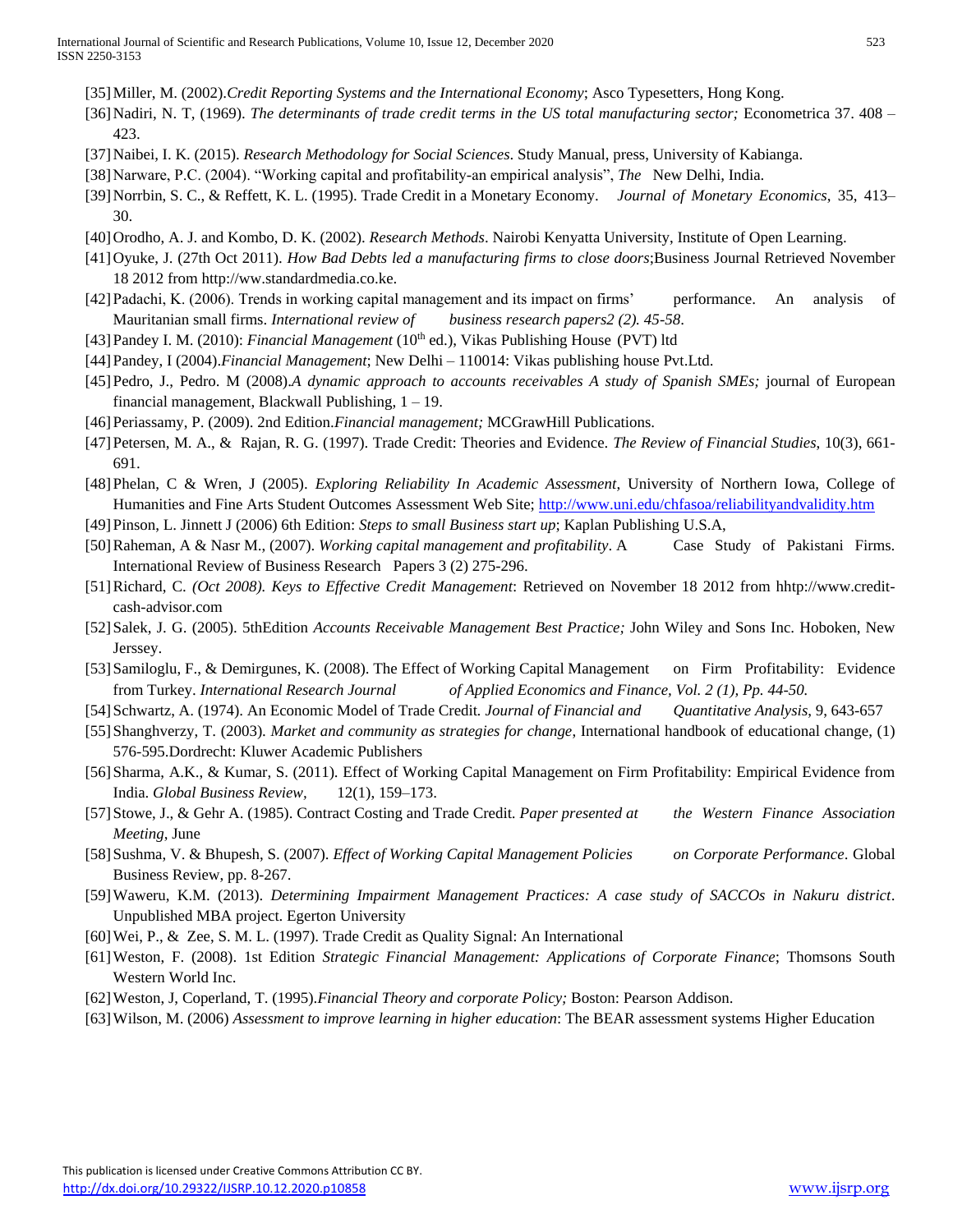[35] Miller, M. (2002).*Credit Reporting Systems and the International Economy*; Asco Typesetters, Hong Kong.

[36] Nadiri, N. T, (1969). *The determinants of trade credit terms in the US total manufacturing sector;* Econometrica 37. 408 – 423.

[37] Naibei, I. K. (2015). *Research Methodology for Social Sciences*. Study Manual, press, University of Kabianga.

[38] Narware, P.C. (2004). "Working capital and profitability-an empirical analysis", *The* New Delhi, India.

[39] Norrbin, S. C., & Reffett, K. L. (1995). Trade Credit in a Monetary Economy. *Journal of Monetary Economics*, 35, 413–30.

[40] Orodho, A. J. and Kombo, D. K. (2002). *Research Methods*. Nairobi Kenyatta University, Institute of Open Learning.

[41] Oyuke, J. (27th Oct 2011). *How Bad Debts led a manufacturing firms to close doors*;Business Journal Retrieved November 18 2012 from http://ww.standardmedia.co.ke.

[42] Padachi, K. (2006). Trends in working capital management and its impact on firms' performance. An analysis of Mauritanian small firms. *International review of business research papers2 (2). 45-58*.

[43] Pandey I. M. (2010): *Financial Management* (10th ed.), Vikas Publishing House (PVT) ltd

[44] Pandey, I (2004).*Financial Management*; New Delhi – 110014: Vikas publishing house Pvt.Ltd.

[45] Pedro, J., Pedro. M (2008).*A dynamic approach to accounts receivables A study of Spanish SMEs;* journal of European financial management, Blackwall Publishing, 1 – 19.

[46] Periassamy, P. (2009). 2nd Edition.*Financial management;* MCGrawHill Publications.

[47] Petersen, M. A., & Rajan, R. G. (1997). Trade Credit: Theories and Evidence. *The Review of Financial Studies*, 10(3), 661-691.

[48] Phelan, C & Wren, J (2005). *Exploring Reliability In Academic Assessment*, University of Northern Iowa, College of Humanities and Fine Arts Student Outcomes Assessment Web Site; http://www.uni.edu/chfasoa/reliabilityandvalidity.htm

[49] Pinson, L. Jinnett J (2006) 6th Edition: *Steps to small Business start up*; Kaplan Publishing U.S.A,

[50] Raheman, A & Nasr M., (2007). *Working capital management and profitability*. A Case Study of Pakistani Firms. International Review of Business Research Papers 3 (2) 275-296.

[51] Richard, C. *(Oct 2008). Keys to Effective Credit Management*: Retrieved on November 18 2012 from hhtp://www.credit-cash-advisor.com

[52] Salek, J. G. (2005). 5thEdition *Accounts Receivable Management Best Practice;* John Wiley and Sons Inc. Hoboken, New Jerssey.

[53] Samiloglu, F., & Demirgunes, K. (2008). The Effect of Working Capital Management on Firm Profitability: Evidence from Turkey. *International Research Journal of Applied Economics and Finance, Vol. 2 (1), Pp. 44-50.*

[54] Schwartz, A. (1974). An Economic Model of Trade Credit. *Journal of Financial and Quantitative Analysis*, 9, 643-657

[55] Shanghverzy, T. (2003). *Market and community as strategies for change*, International handbook of educational change, (1) 576-595.Dordrecht: Kluwer Academic Publishers

[56] Sharma, A.K., & Kumar, S. (2011). Effect of Working Capital Management on Firm Profitability: Empirical Evidence from India. *Global Business Review*, 12(1), 159–173.

[57] Stowe, J., & Gehr A. (1985). Contract Costing and Trade Credit. *Paper presented at the Western Finance Association Meeting*, June

[58] Sushma, V. & Bhupesh, S. (2007). *Effect of Working Capital Management Policies on Corporate Performance*. Global Business Review, pp. 8-267.

[59] Waweru, K.M. (2013). *Determining Impairment Management Practices: A case study of SACCOs in Nakuru district*. Unpublished MBA project. Egerton University

[60] Wei, P., & Zee, S. M. L. (1997). Trade Credit as Quality Signal: An International

[61] Weston, F. (2008). 1st Edition *Strategic Financial Management: Applications of Corporate Finance*; Thomsons South Western World Inc.

[62] Weston, J, Coperland, T. (1995).*Financial Theory and corporate Policy;* Boston: Pearson Addison.

[63] Wilson, M. (2006) *Assessment to improve learning in higher education*: The BEAR assessment systems Higher Education